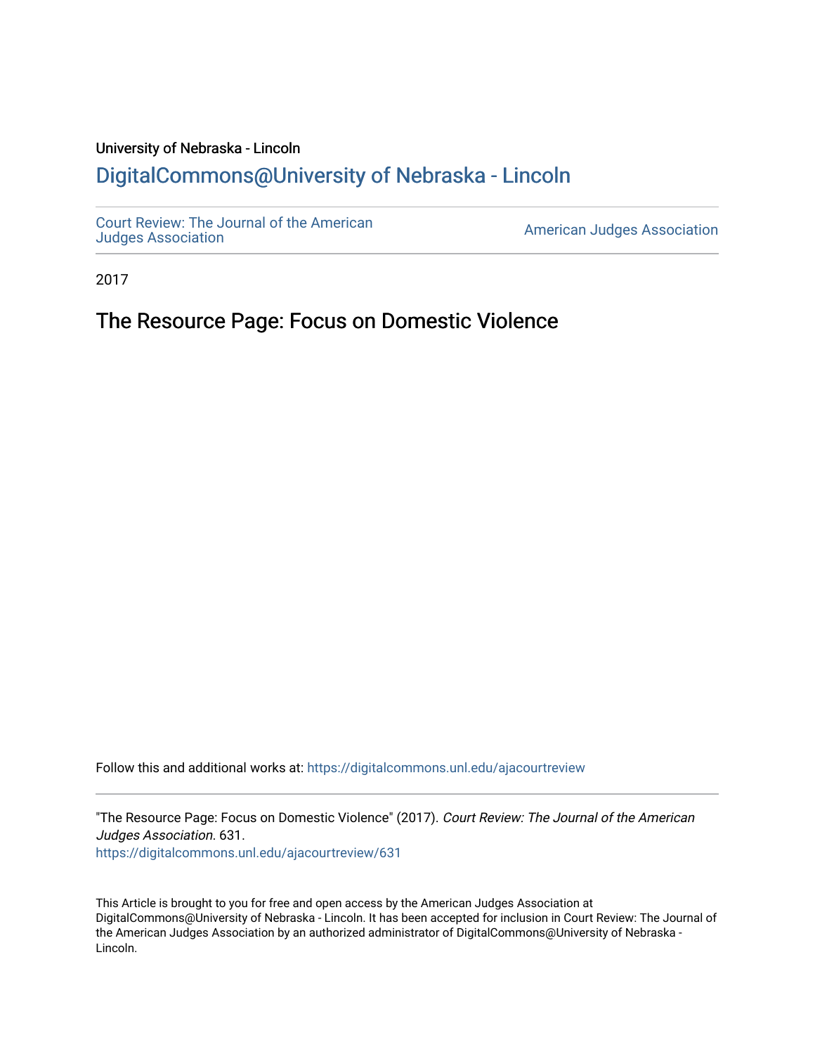University of Nebraska - Lincoln

## DigitalCommons@University of Nebraska - Lincoln

Court Review: The Journal of the American Judges Association

American Judges Association

2017

# The Resource Page: Focus on Domestic Violence

Follow this and additional works at: https://digitalcommons.unl.edu/ajacourtreview

"The Resource Page: Focus on Domestic Violence" (2017). *Court Review: The Journal of the American Judges Association*. 631.
https://digitalcommons.unl.edu/ajacourtreview/631

This Article is brought to you for free and open access by the American Judges Association at DigitalCommons@University of Nebraska - Lincoln. It has been accepted for inclusion in Court Review: The Journal of the American Judges Association by an authorized administrator of DigitalCommons@University of Nebraska - Lincoln.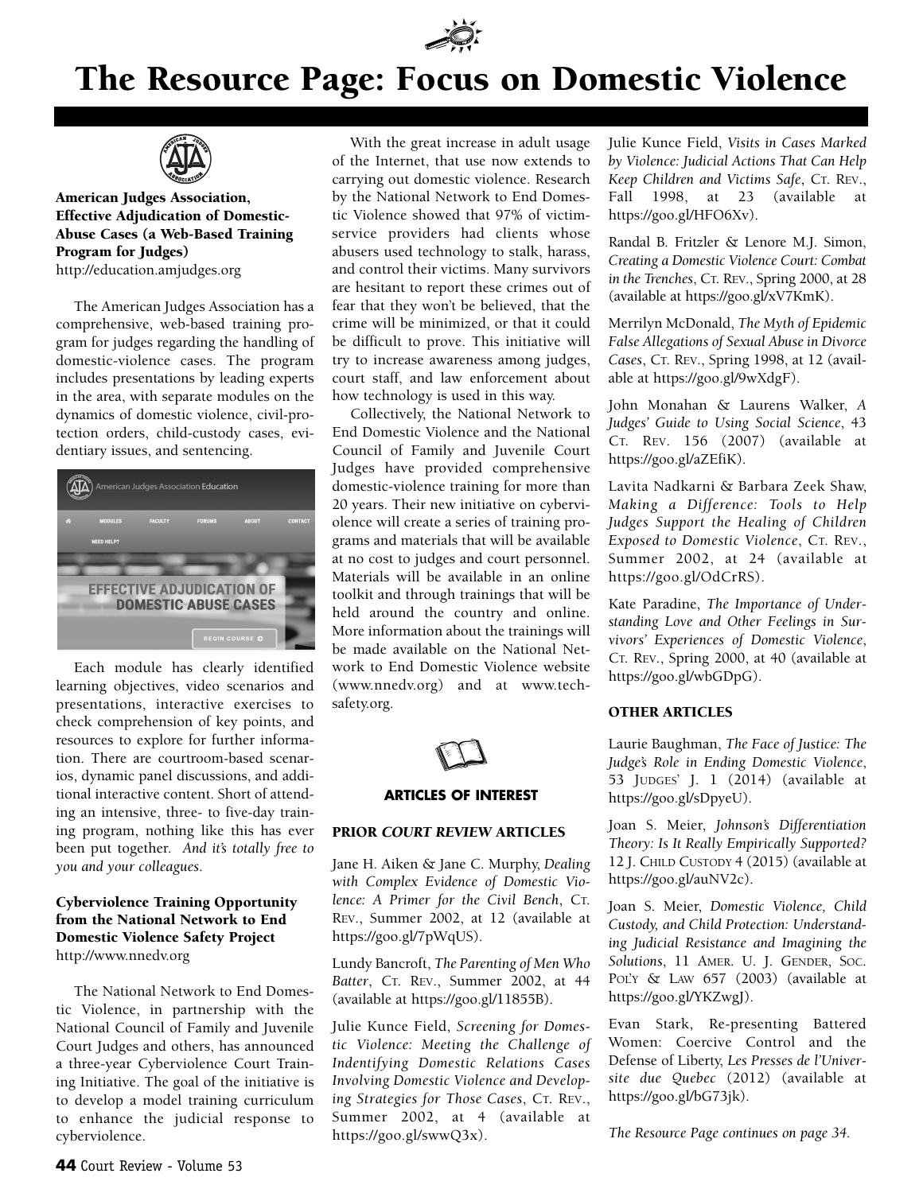# The Resource Page: Focus on Domestic Violence

**American Judges Association, Effective Adjudication of Domestic-Abuse Cases (a Web-Based Training Program for Judges)**
http://education.amjudges.org

The American Judges Association has a comprehensive, web-based training program for judges regarding the handling of domestic-violence cases. The program includes presentations by leading experts in the area, with separate modules on the dynamics of domestic violence, civil-protection orders, child-custody cases, evidentiary issues, and sentencing.

Each module has clearly identified learning objectives, video scenarios and presentations, interactive exercises to check comprehension of key points, and resources to explore for further information. There are courtroom-based scenarios, dynamic panel discussions, and additional interactive content. Short of attending an intensive, three- to five-day training program, nothing like this has ever been put together. *And it's totally free to you and your colleagues.*

**Cyberviolence Training Opportunity from the National Network to End Domestic Violence Safety Project**
http://www.nnedv.org

The National Network to End Domestic Violence, in partnership with the National Council of Family and Juvenile Court Judges and others, has announced a three-year Cyberviolence Court Training Initiative. The goal of the initiative is to develop a model training curriculum to enhance the judicial response to cyberviolence.

With the great increase in adult usage of the Internet, that use now extends to carrying out domestic violence. Research by the National Network to End Domestic Violence showed that 97% of victim-service providers had clients whose abusers used technology to stalk, harass, and control their victims. Many survivors are hesitant to report these crimes out of fear that they won't be believed, that the crime will be minimized, or that it could be difficult to prove. This initiative will try to increase awareness among judges, court staff, and law enforcement about how technology is used in this way.

Collectively, the National Network to End Domestic Violence and the National Council of Family and Juvenile Court Judges have provided comprehensive domestic-violence training for more than 20 years. Their new initiative on cyberviolence will create a series of training programs and materials that will be available at no cost to judges and court personnel. Materials will be available in an online toolkit and through trainings that will be held around the country and online. More information about the trainings will be made available on the National Network to End Domestic Violence website (www.nnedv.org) and at www.techsafety.org.

## ARTICLES OF INTEREST

### PRIOR *COURT REVIEW* ARTICLES

Jane H. Aiken & Jane C. Murphy, *Dealing with Complex Evidence of Domestic Violence: A Primer for the Civil Bench*, CT. REV., Summer 2002, at 12 (available at https://goo.gl/7pWqUS).

Lundy Bancroft, *The Parenting of Men Who Batter*, CT. REV., Summer 2002, at 44 (available at https://goo.gl/11855B).

Julie Kunce Field, *Screening for Domestic Violence: Meeting the Challenge of Indentifying Domestic Relations Cases Involving Domestic Violence and Developing Strategies for Those Cases*, CT. REV., Summer 2002, at 4 (available at https://goo.gl/swwQ3x).

Julie Kunce Field, *Visits in Cases Marked by Violence: Judicial Actions That Can Help Keep Children and Victims Safe*, CT. REV., Fall 1998, at 23 (available at https://goo.gl/HFO6Xv).

Randal B. Fritzler & Lenore M.J. Simon, *Creating a Domestic Violence Court: Combat in the Trenches*, CT. REV., Spring 2000, at 28 (available at https://goo.gl/xV7KmK).

Merrilyn McDonald, *The Myth of Epidemic False Allegations of Sexual Abuse in Divorce Cases*, CT. REV., Spring 1998, at 12 (available at https://goo.gl/9wXdgF).

John Monahan & Laurens Walker, *A Judges' Guide to Using Social Science*, 43 CT. REV. 156 (2007) (available at https://goo.gl/aZEfiK).

Lavita Nadkarni & Barbara Zeek Shaw, *Making a Difference: Tools to Help Judges Support the Healing of Children Exposed to Domestic Violence*, CT. REV., Summer 2002, at 24 (available at https://goo.gl/OdCrRS).

Kate Paradine, *The Importance of Understanding Love and Other Feelings in Survivors' Experiences of Domestic Violence*, CT. REV., Spring 2000, at 40 (available at https://goo.gl/wbGDpG).

### OTHER ARTICLES

Laurie Baughman, *The Face of Justice: The Judge's Role in Ending Domestic Violence*, 53 JUDGES' J. 1 (2014) (available at https://goo.gl/sDpyeU).

Joan S. Meier, *Johnson's Differentiation Theory: Is It Really Empirically Supported?* 12 J. CHILD CUSTODY 4 (2015) (available at https://goo.gl/auNV2c).

Joan S. Meier, *Domestic Violence, Child Custody, and Child Protection: Understanding Judicial Resistance and Imagining the Solutions*, 11 AMER. U. J. GENDER, SOC. POL'Y & LAW 657 (2003) (available at https://goo.gl/YKZwgJ).

Evan Stark, Re-presenting Battered Women: Coercive Control and the Defense of Liberty, *Les Presses de l'Universite due Quebec* (2012) (available at https://goo.gl/bG73jk).

*The Resource Page continues on page 34.*